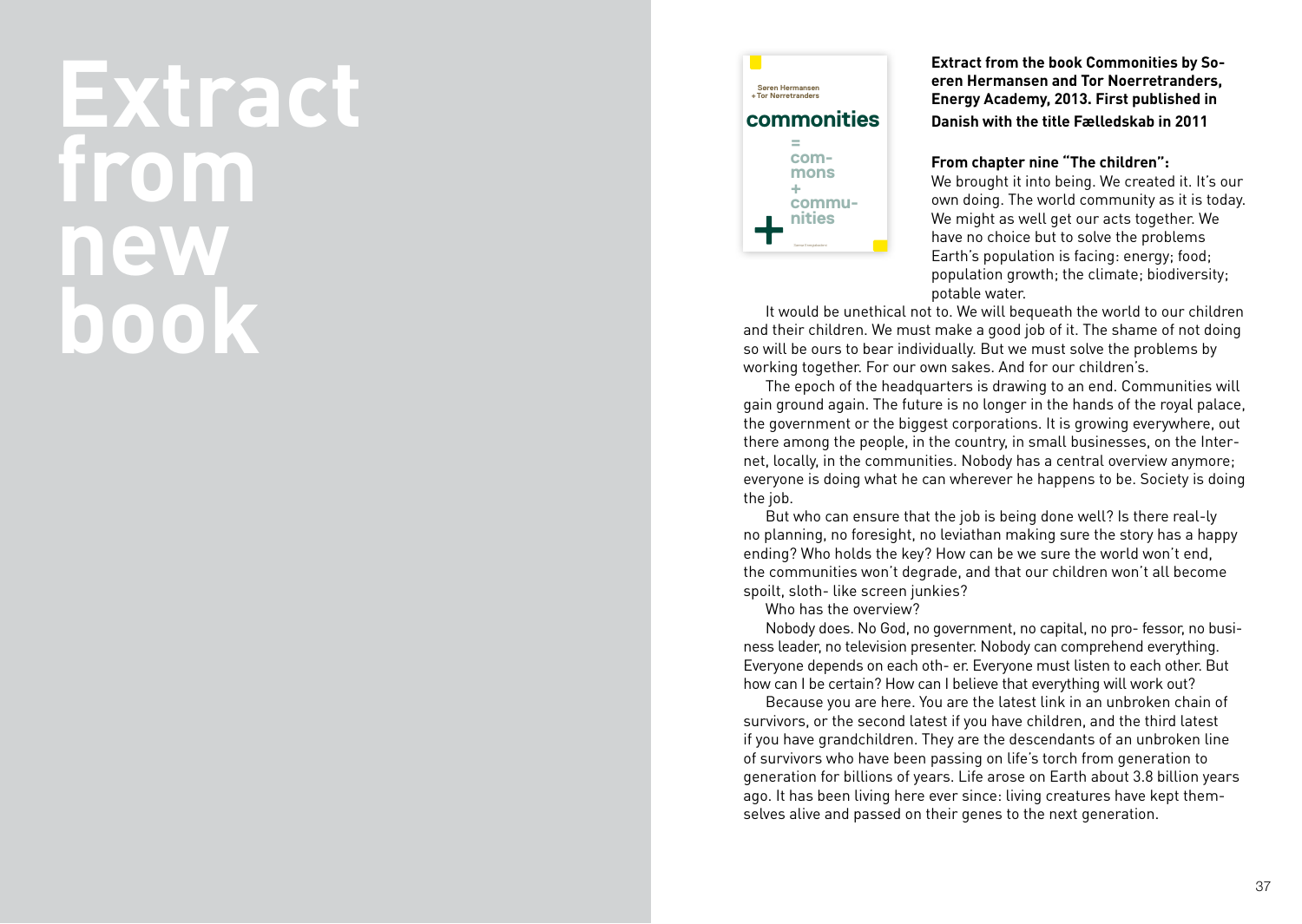# Extract from new book

**Extract from the book Commonities by Soeren Hermansen and Tor Noerretranders, Energy Academy, 2013. First published in Danish with the title Fælledskab in 2011**

**From chapter nine "The children":**

We brought it into being. We created it. It's our own doing. The world community as it is today. We might as well get our acts together. We have no choice but to solve the problems Earth's population is facing: energy; food; population growth; the climate; biodiversity; potable water.

It would be unethical not to. We will bequeath the world to our children and their children. We must make a good job of it. The shame of not doing so will be ours to bear individually. But we must solve the problems by working together. For our own sakes. And for our children's.

The epoch of the headquarters is drawing to an end. Communities will gain ground again. The future is no longer in the hands of the royal palace, the government or the biggest corporations. It is growing everywhere, out there among the people, in the country, in small businesses, on the Internet, locally, in the communities. Nobody has a central overview anymore; everyone is doing what he can wherever he happens to be. Society is doing the job.

But who can ensure that the job is being done well? Is there really no planning, no foresight, no leviathan making sure the story has a happy ending? Who holds the key? How can be we sure the world won't end, the communities won't degrade, and that our children won't all become spoilt, sloth- like screen junkies?

Who has the overview?

Nobody does. No God, no government, no capital, no professor, no business leader, no television presenter. Nobody can comprehend everything. Everyone depends on each other. Everyone must listen to each other. But how can I be certain? How can I believe that everything will work out?

Because you are here. You are the latest link in an unbroken chain of survivors, or the second latest if you have children, and the third latest if you have grandchildren. They are the descendants of an unbroken line of survivors who have been passing on life's torch from generation to generation for billions of years. Life arose on Earth about 3.8 billion years ago. It has been living here ever since: living creatures have kept themselves alive and passed on their genes to the next generation.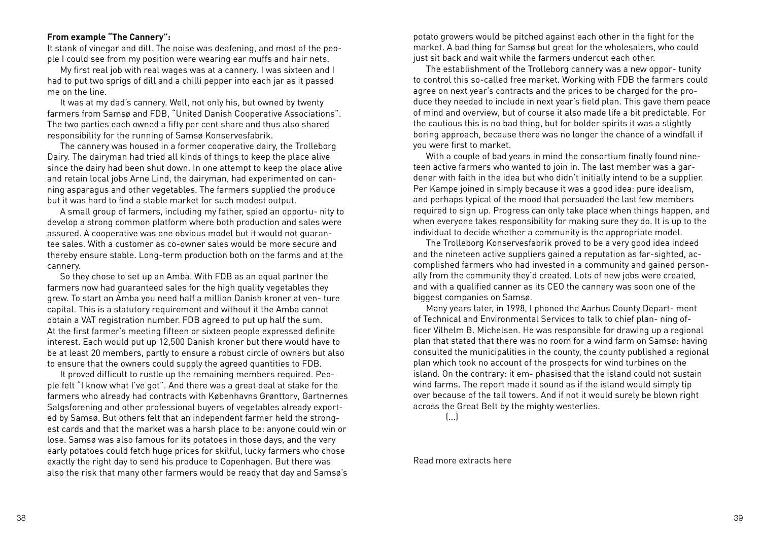**From example "The Cannery":**

It stank of vinegar and dill. The noise was deafening, and most of the people I could see from my position were wearing ear muffs and hair nets.

My first real job with real wages was at a cannery. I was sixteen and I had to put two sprigs of dill and a chilli pepper into each jar as it passed me on the line.

It was at my dad's cannery. Well, not only his, but owned by twenty farmers from Samsø and FDB, "United Danish Cooperative Associations". The two parties each owned a fifty per cent share and thus also shared responsibility for the running of Samsø Konservesfabrik.

The cannery was housed in a former cooperative dairy, the Trolleborg Dairy. The dairyman had tried all kinds of things to keep the place alive since the dairy had been shut down. In one attempt to keep the place alive and retain local jobs Arne Lind, the dairyman, had experimented on canning asparagus and other vegetables. The farmers supplied the produce but it was hard to find a stable market for such modest output.

A small group of farmers, including my father, spied an opportunity to develop a strong common platform where both production and sales were assured. A cooperative was one obvious model but it would not guarantee sales. With a customer as co-owner sales would be more secure and thereby ensure stable. Long-term production both on the farms and at the cannery.

So they chose to set up an Amba. With FDB as an equal partner the farmers now had guaranteed sales for the high quality vegetables they grew. To start an Amba you need half a million Danish kroner at venture capital. This is a statutory requirement and without it the Amba cannot obtain a VAT registration number. FDB agreed to put up half the sum. At the first farmer's meeting fifteen or sixteen people expressed definite interest. Each would put up 12,500 Danish kroner but there would have to be at least 20 members, partly to ensure a robust circle of owners but also to ensure that the owners could supply the agreed quantities to FDB.

It proved difficult to rustle up the remaining members required. People felt "I know what I've got". And there was a great deal at stake for the farmers who already had contracts with Københavns Grønttorv, Gartnernes Salgsforening and other professional buyers of vegetables already exported by Samsø. But others felt that an independent farmer held the strongest cards and that the market was a harsh place to be: anyone could win or lose. Samsø was also famous for its potatoes in those days, and the very early potatoes could fetch huge prices for skilful, lucky farmers who chose exactly the right day to send his produce to Copenhagen. But there was also the risk that many other farmers would be ready that day and Samsø's potato growers would be pitched against each other in the fight for the market. A bad thing for Samsø but great for the wholesalers, who could just sit back and wait while the farmers undercut each other.

The establishment of the Trolleborg cannery was a new opportunity to control this so-called free market. Working with FDB the farmers could agree on next year's contracts and the prices to be charged for the produce they needed to include in next year's field plan. This gave them peace of mind and overview, but of course it also made life a bit predictable. For the cautious this is no bad thing, but for bolder spirits it was a slightly boring approach, because there was no longer the chance of a windfall if you were first to market.

With a couple of bad years in mind the consortium finally found nineteen active farmers who wanted to join in. The last member was a gardener with faith in the idea but who didn't initially intend to be a supplier. Per Kampe joined in simply because it was a good idea: pure idealism, and perhaps typical of the mood that persuaded the last few members required to sign up. Progress can only take place when things happen, and when everyone takes responsibility for making sure they do. It is up to the individual to decide whether a community is the appropriate model.

The Trolleborg Konservesfabrik proved to be a very good idea indeed and the nineteen active suppliers gained a reputation as far-sighted, accomplished farmers who had invested in a community and gained personally from the community they'd created. Lots of new jobs were created, and with a qualified canner as its CEO the cannery was soon one of the biggest companies on Samsø.

Many years later, in 1998, I phoned the Aarhus County Department of Technical and Environmental Services to talk to chief planning officer Vilhelm B. Michelsen. He was responsible for drawing up a regional plan that stated that there was no room for a wind farm on Samsø: having consulted the municipalities in the county, the county published a regional plan which took no account of the prospects for wind turbines on the island. On the contrary: it emphasised that the island could not sustain wind farms. The report made it sound as if the island would simply tip over because of the tall towers. And if not it would surely be blown right across the Great Belt by the mighty westerlies.

(...)

Read more extracts **here**